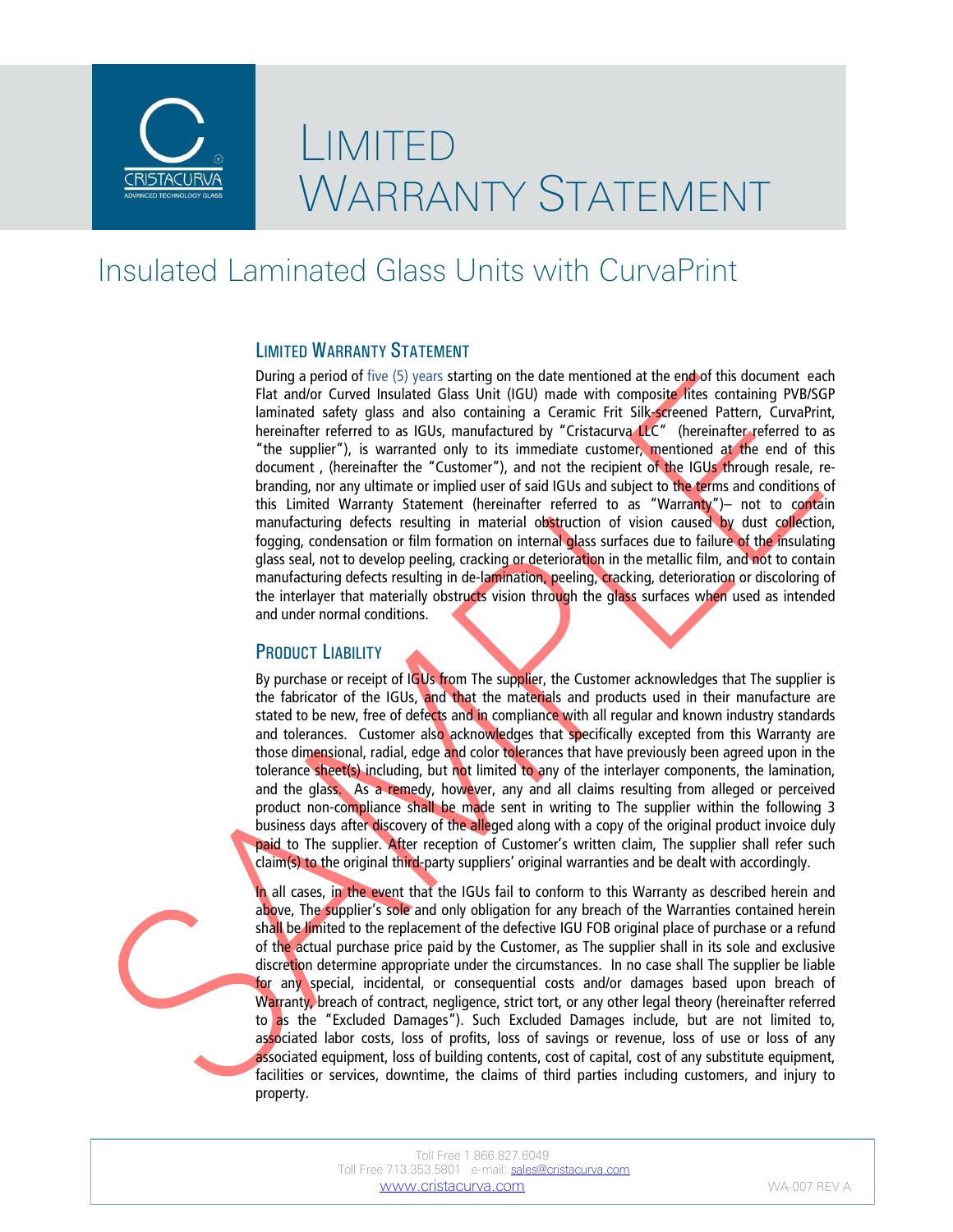# Limited Warranty Statement

## Insulated Laminated Glass Units with CurvaPrint

### Limited Warranty Statement

During a period of five (5) years starting on the date mentioned at the end of this document each Flat and/or Curved Insulated Glass Unit (IGU) made with composite lites containing PVB/SGP laminated safety glass and also containing a Ceramic Frit Silk-screened Pattern, CurvaPrint, hereinafter referred to as IGUs, manufactured by "Cristacurva LLC" (hereinafter referred to as "the supplier"), is warranted only to its immediate customer, mentioned at the end of this document , (hereinafter the "Customer"), and not the recipient of the IGUs through resale, re-branding, nor any ultimate or implied user of said IGUs and subject to the terms and conditions of this Limited Warranty Statement (hereinafter referred to as "Warranty")– not to contain manufacturing defects resulting in material obstruction of vision caused by dust collection, fogging, condensation or film formation on internal glass surfaces due to failure of the insulating glass seal, not to develop peeling, cracking or deterioration in the metallic film, and not to contain manufacturing defects resulting in de-lamination, peeling, cracking, deterioration or discoloring of the interlayer that materially obstructs vision through the glass surfaces when used as intended and under normal conditions.

### Product Liability

By purchase or receipt of IGUs from The supplier, the Customer acknowledges that The supplier is the fabricator of the IGUs, and that the materials and products used in their manufacture are stated to be new, free of defects and in compliance with all regular and known industry standards and tolerances. Customer also acknowledges that specifically excepted from this Warranty are those dimensional, radial, edge and color tolerances that have previously been agreed upon in the tolerance sheet(s) including, but not limited to any of the interlayer components, the lamination, and the glass. As a remedy, however, any and all claims resulting from alleged or perceived product non-compliance shall be made sent in writing to The supplier within the following 3 business days after discovery of the alleged along with a copy of the original product invoice duly paid to The supplier. After reception of Customer's written claim, The supplier shall refer such claim(s) to the original third-party suppliers' original warranties and be dealt with accordingly.

In all cases, in the event that the IGUs fail to conform to this Warranty as described herein and above, The supplier's sole and only obligation for any breach of the Warranties contained herein shall be limited to the replacement of the defective IGU FOB original place of purchase or a refund of the actual purchase price paid by the Customer, as The supplier shall in its sole and exclusive discretion determine appropriate under the circumstances. In no case shall The supplier be liable for any special, incidental, or consequential costs and/or damages based upon breach of Warranty, breach of contract, negligence, strict tort, or any other legal theory (hereinafter referred to as the "Excluded Damages"). Such Excluded Damages include, but are not limited to, associated labor costs, loss of profits, loss of savings or revenue, loss of use or loss of any associated equipment, loss of building contents, cost of capital, cost of any substitute equipment, facilities or services, downtime, the claims of third parties including customers, and injury to property.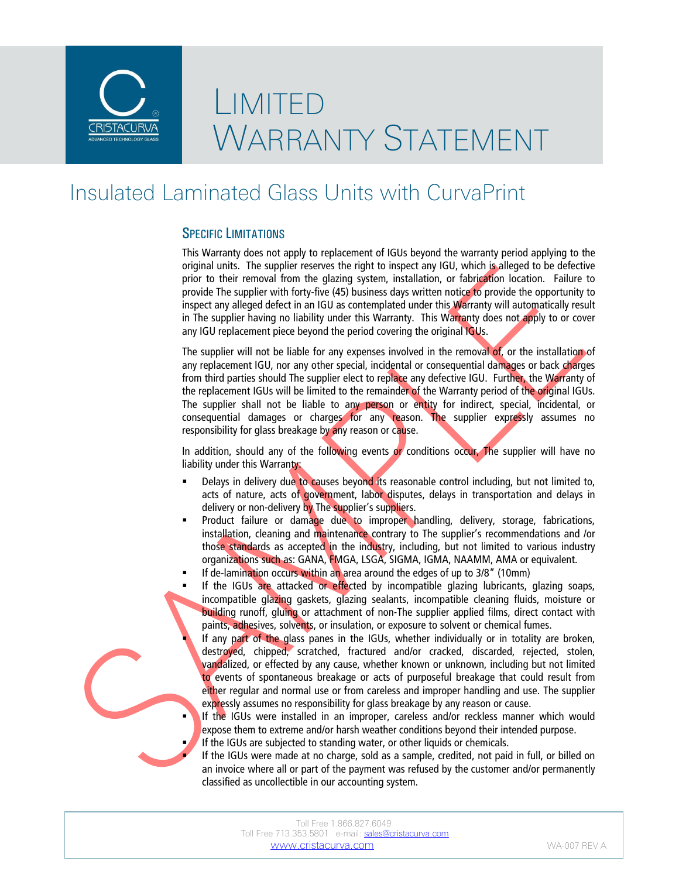# Limited Warranty Statement

## Insulated Laminated Glass Units with CurvaPrint

### Specific Limitations

This Warranty does not apply to replacement of IGUs beyond the warranty period applying to the original units. The supplier reserves the right to inspect any IGU, which is alleged to be defective prior to their removal from the glazing system, installation, or fabrication location. Failure to provide The supplier with forty-five (45) business days written notice to provide the opportunity to inspect any alleged defect in an IGU as contemplated under this Warranty will automatically result in The supplier having no liability under this Warranty. This Warranty does not apply to or cover any IGU replacement piece beyond the period covering the original IGUs.

The supplier will not be liable for any expenses involved in the removal of, or the installation of any replacement IGU, nor any other special, incidental or consequential damages or back charges from third parties should The supplier elect to replace any defective IGU. Further, the Warranty of the replacement IGUs will be limited to the remainder of the Warranty period of the original IGUs. The supplier shall not be liable to any person or entity for indirect, special, incidental, or consequential damages or charges for any reason. The supplier expressly assumes no responsibility for glass breakage by any reason or cause.

In addition, should any of the following events or conditions occur, The supplier will have no liability under this Warranty:

- Delays in delivery due to causes beyond its reasonable control including, but not limited to, acts of nature, acts of government, labor disputes, delays in transportation and delays in delivery or non-delivery by The supplier's suppliers.
- Product failure or damage due to improper handling, delivery, storage, fabrications, installation, cleaning and maintenance contrary to The supplier's recommendations and /or those standards as accepted in the industry, including, but not limited to various industry organizations such as: GANA, FMGA, LSGA, SIGMA, IGMA, NAAMM, AMA or equivalent.
- If de-lamination occurs within an area around the edges of up to 3/8" (10mm)
- If the IGUs are attacked or effected by incompatible glazing lubricants, glazing soaps, incompatible glazing gaskets, glazing sealants, incompatible cleaning fluids, moisture or building runoff, gluing or attachment of non-The supplier applied films, direct contact with paints, adhesives, solvents, or insulation, or exposure to solvent or chemical fumes.
- If any part of the glass panes in the IGUs, whether individually or in totality are broken, destroyed, chipped, scratched, fractured and/or cracked, discarded, rejected, stolen, vandalized, or effected by any cause, whether known or unknown, including but not limited to events of spontaneous breakage or acts of purposeful breakage that could result from either regular and normal use or from careless and improper handling and use. The supplier expressly assumes no responsibility for glass breakage by any reason or cause.
- If the IGUs were installed in an improper, careless and/or reckless manner which would expose them to extreme and/or harsh weather conditions beyond their intended purpose.
- If the IGUs are subjected to standing water, or other liquids or chemicals.
- If the IGUs were made at no charge, sold as a sample, credited, not paid in full, or billed on an invoice where all or part of the payment was refused by the customer and/or permanently classified as uncollectible in our accounting system.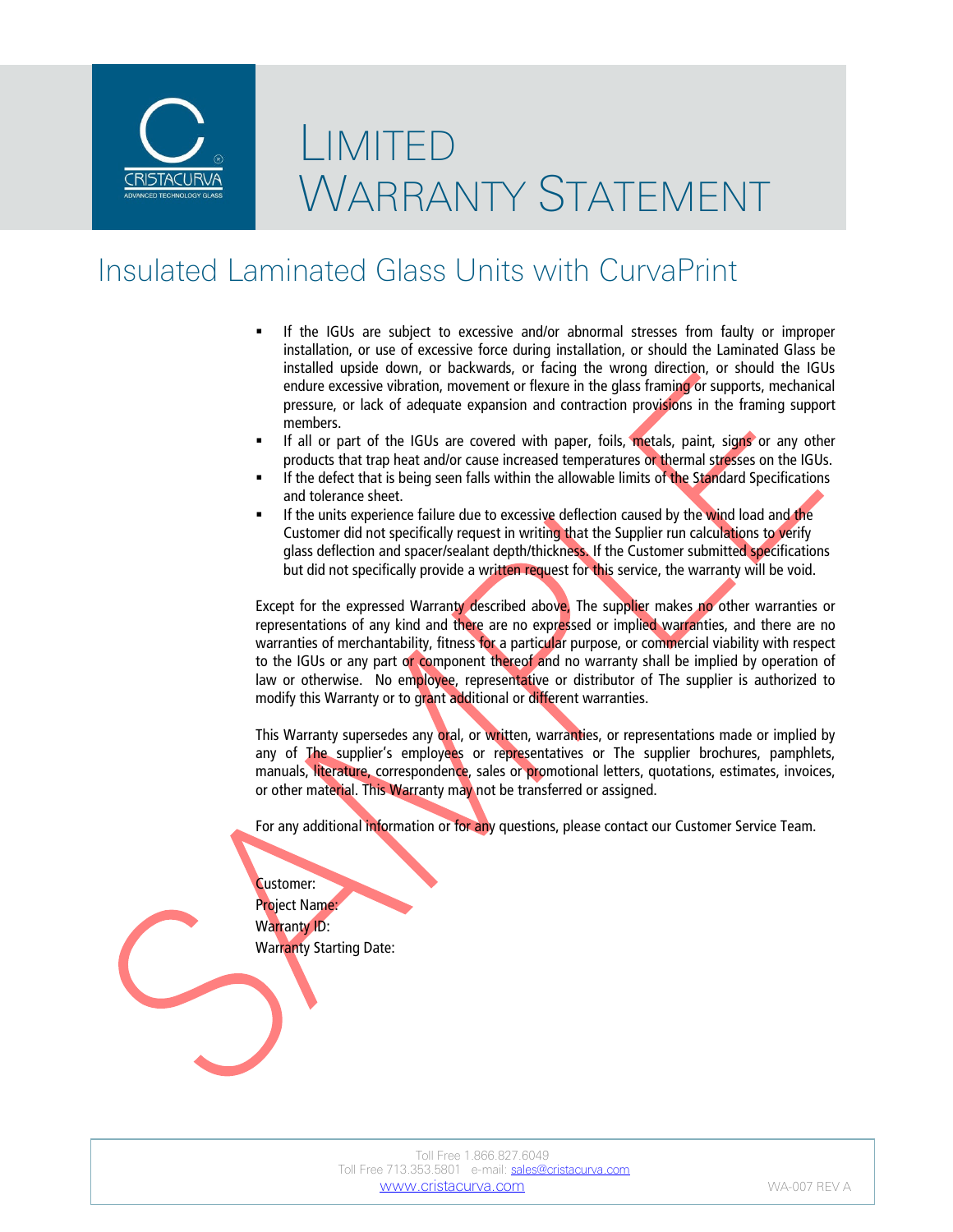# LIMITED WARRANTY STATEMENT

## Insulated Laminated Glass Units with CurvaPrint

- If the IGUs are subject to excessive and/or abnormal stresses from faulty or improper installation, or use of excessive force during installation, or should the Laminated Glass be installed upside down, or backwards, or facing the wrong direction, or should the IGUs endure excessive vibration, movement or flexure in the glass framing or supports, mechanical pressure, or lack of adequate expansion and contraction provisions in the framing support members.
- If all or part of the IGUs are covered with paper, foils, metals, paint, signs or any other products that trap heat and/or cause increased temperatures or thermal stresses on the IGUs.
- If the defect that is being seen falls within the allowable limits of the Standard Specifications and tolerance sheet.
- If the units experience failure due to excessive deflection caused by the wind load and the Customer did not specifically request in writing that the Supplier run calculations to verify glass deflection and spacer/sealant depth/thickness. If the Customer submitted specifications but did not specifically provide a written request for this service, the warranty will be void.

Except for the expressed Warranty described above, The supplier makes no other warranties or representations of any kind and there are no expressed or implied warranties, and there are no warranties of merchantability, fitness for a particular purpose, or commercial viability with respect to the IGUs or any part or component thereof and no warranty shall be implied by operation of law or otherwise. No employee, representative or distributor of The supplier is authorized to modify this Warranty or to grant additional or different warranties.

This Warranty supersedes any oral, or written, warranties, or representations made or implied by any of The supplier's employees or representatives or The supplier brochures, pamphlets, manuals, literature, correspondence, sales or promotional letters, quotations, estimates, invoices, or other material. This Warranty may not be transferred or assigned.

For any additional information or for any questions, please contact our Customer Service Team.

Customer:
Project Name:
Warranty ID:
Warranty Starting Date:

Toll Free 1.866.827.6049
Toll Free 713.353.5801 e-mail: sales@cristacurva.com
www.cristacurva.com